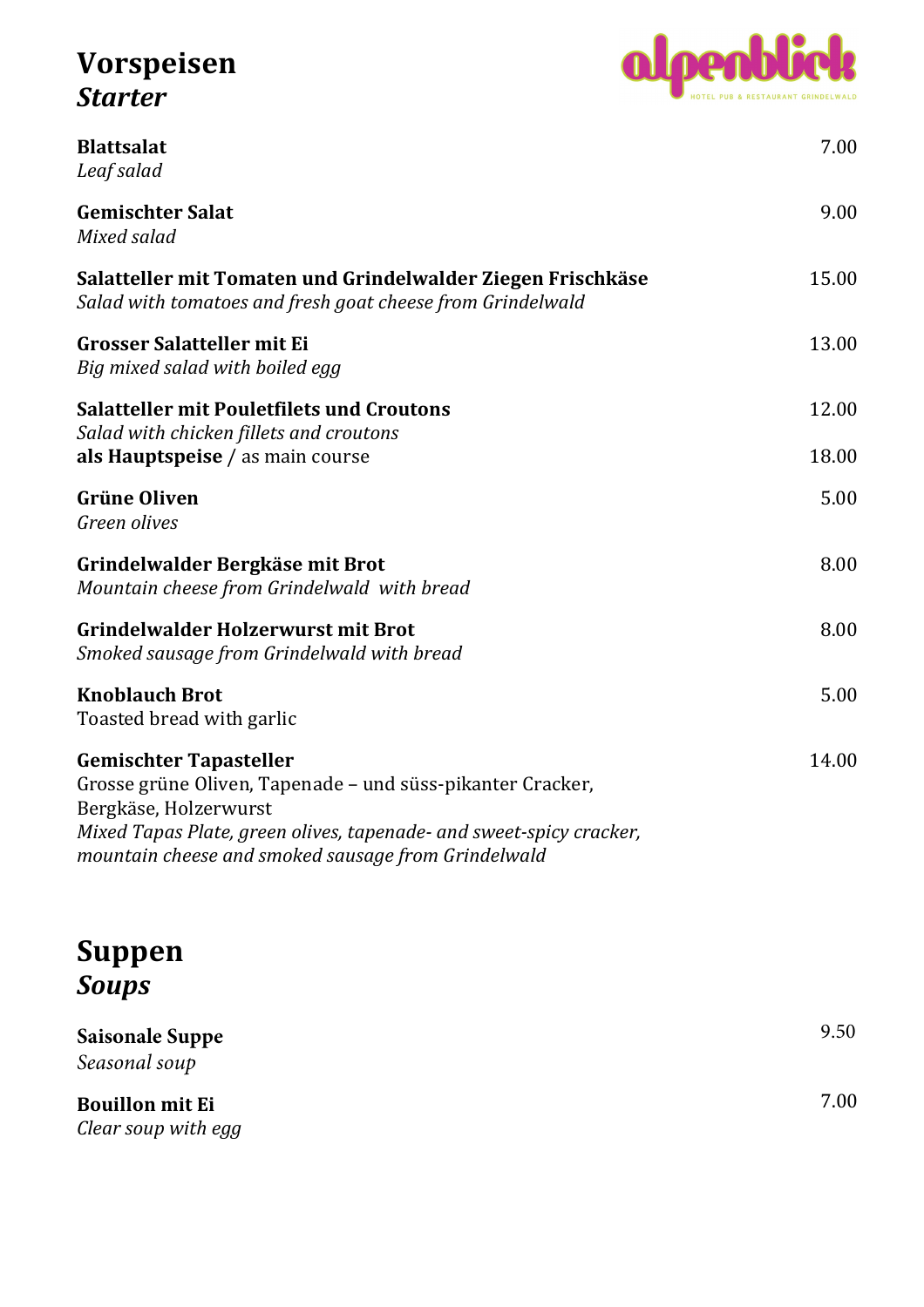# **Vorspeisen**
## ***Starter***

alpenblick
HOTEL PUB & RESTAURANT GRINDELWALD

**Blattsalat** 7.00
*Leaf salad*

**Gemischter Salat** 9.00
*Mixed salad*

**Salatteller mit Tomaten und Grindelwalder Ziegen Frischkäse** 15.00
*Salad with tomatoes and fresh goat cheese from Grindelwald*

**Grosser Salatteller mit Ei** 13.00
*Big mixed salad with boiled egg*

**Salatteller mit Pouletfilets und Croutons** 12.00
*Salad with chicken fillets and croutons*
**als Hauptspeise** / as main course 18.00

**Grüne Oliven** 5.00
*Green olives*

**Grindelwalder Bergkäse mit Brot** 8.00
*Mountain cheese from Grindelwald with bread*

**Grindelwalder Holzerwurst mit Brot** 8.00
*Smoked sausage from Grindelwald with bread*

**Knoblauch Brot** 5.00
Toasted bread with garlic

**Gemischter Tapasteller** 14.00
Grosse grüne Oliven, Tapenade – und süss-pikanter Cracker, Bergkäse, Holzerwurst
*Mixed Tapas Plate, green olives, tapenade- and sweet-spicy cracker, mountain cheese and smoked sausage from Grindelwald*

# **Suppen**
## ***Soups***

**Saisonale Suppe** 9.50
*Seasonal soup*

**Bouillon mit Ei** 7.00
*Clear soup with egg*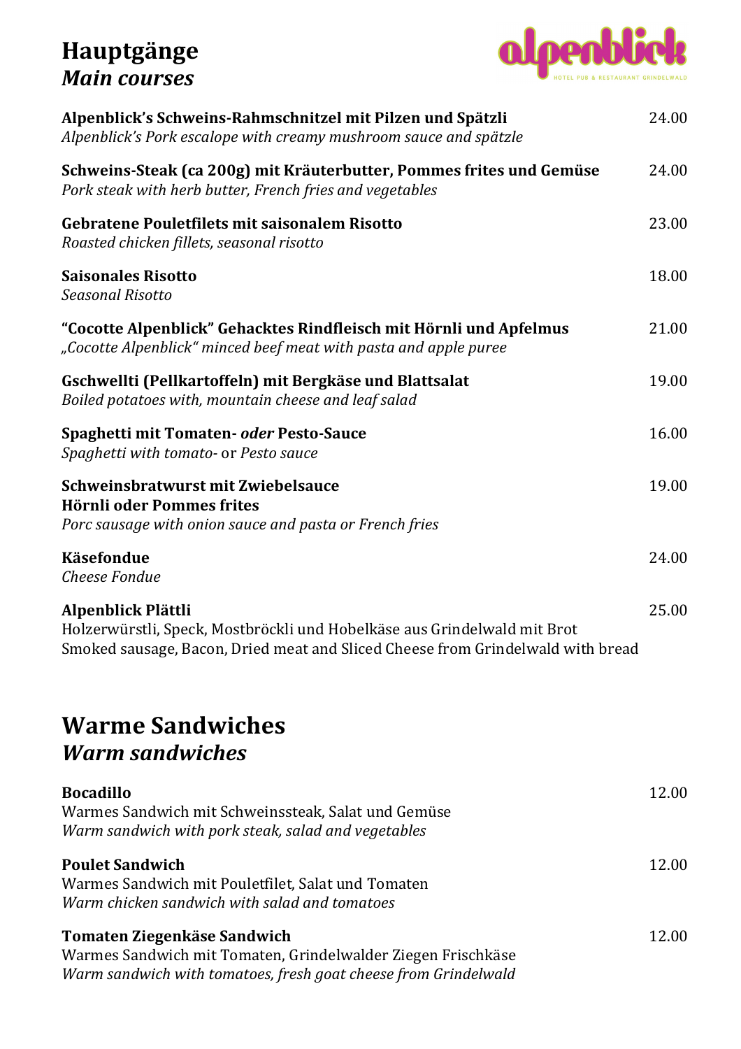# Hauptgänge
## *Main courses*

**Alpenblick's Schweins-Rahmschnitzel mit Pilzen und Spätzli** 24.00
*Alpenblick's Pork escalope with creamy mushroom sauce and spätzle*

**Schweins-Steak (ca 200g) mit Kräuterbutter, Pommes frites und Gemüse** 24.00
*Pork steak with herb butter, French fries and vegetables*

**Gebratene Pouletfilets mit saisonalem Risotto** 23.00
*Roasted chicken fillets, seasonal risotto*

**Saisonales Risotto** 18.00
*Seasonal Risotto*

**"Cocotte Alpenblick" Gehacktes Rindfleisch mit Hörnli und Apfelmus** 21.00
*„Cocotte Alpenblick" minced beef meat with pasta and apple puree*

**Gschwellti (Pellkartoffeln) mit Bergkäse und Blattsalat** 19.00
*Boiled potatoes with, mountain cheese and leaf salad*

**Spaghetti mit Tomaten-** ***oder*** **Pesto-Sauce** 16.00
*Spaghetti with tomato-* or *Pesto sauce*

**Schweinsbratwurst mit Zwiebelsauce**
**Hörnli oder Pommes frites** 19.00
*Porc sausage with onion sauce and pasta or French fries*

**Käsefondue** 24.00
*Cheese Fondue*

**Alpenblick Plättli** 25.00
Holzerwürstli, Speck, Mostbröckli und Hobelkäse aus Grindelwald mit Brot
Smoked sausage, Bacon, Dried meat and Sliced Cheese from Grindelwald with bread

# Warme Sandwiches
## *Warm sandwiches*

**Bocadillo** 12.00
Warmes Sandwich mit Schweinssteak, Salat und Gemüse
*Warm sandwich with pork steak, salad and vegetables*

**Poulet Sandwich** 12.00
Warmes Sandwich mit Pouletfilet, Salat und Tomaten
*Warm chicken sandwich with salad and tomatoes*

**Tomaten Ziegenkäse Sandwich** 12.00
Warmes Sandwich mit Tomaten, Grindelwalder Ziegen Frischkäse
*Warm sandwich with tomatoes, fresh goat cheese from Grindelwald*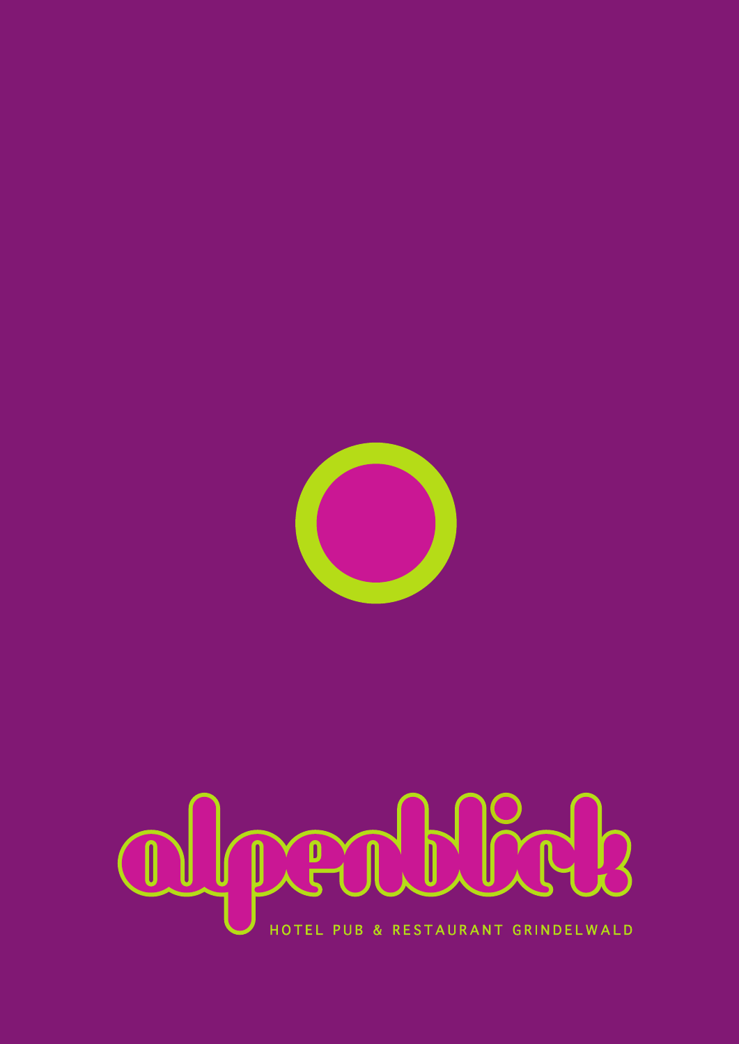alpenblick

HOTEL PUB & RESTAURANT GRINDELWALD